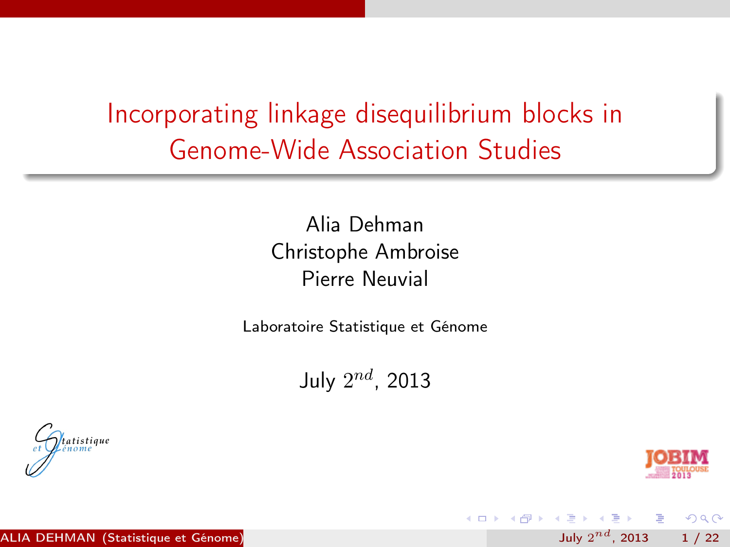# Incorporating linkage disequilibrium blocks in Genome-Wide Association Studies

Alia Dehman
Christophe Ambroise
Pierre Neuvial

Laboratoire Statistique et Génome

July $2^{nd}$, 2013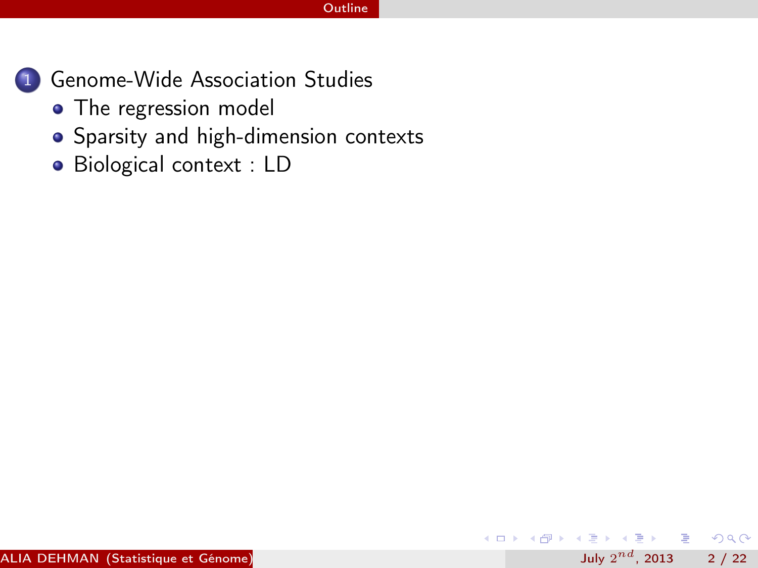# Outline

1. Genome-Wide Association Studies
   - The regression model
   - Sparsity and high-dimension contexts
   - Biological context : LD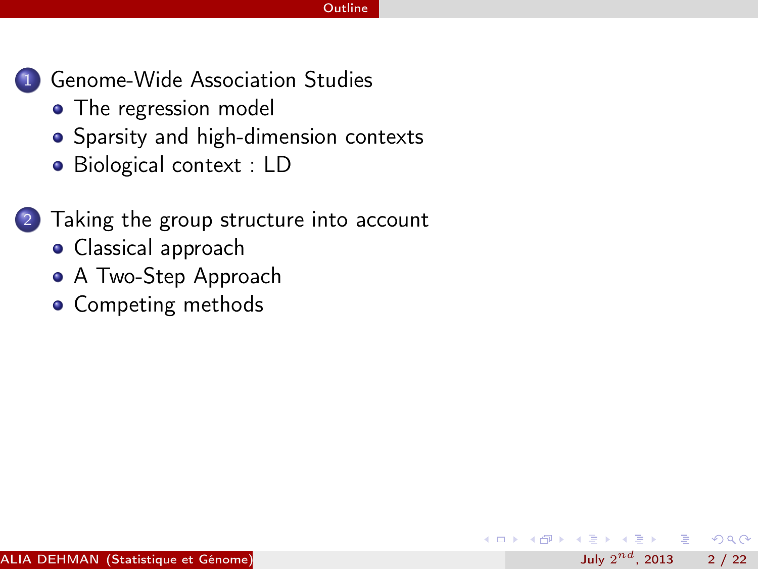## Outline

1. Genome-Wide Association Studies
   - The regression model
   - Sparsity and high-dimension contexts
   - Biological context : LD

2. Taking the group structure into account
   - Classical approach
   - A Two-Step Approach
   - Competing methods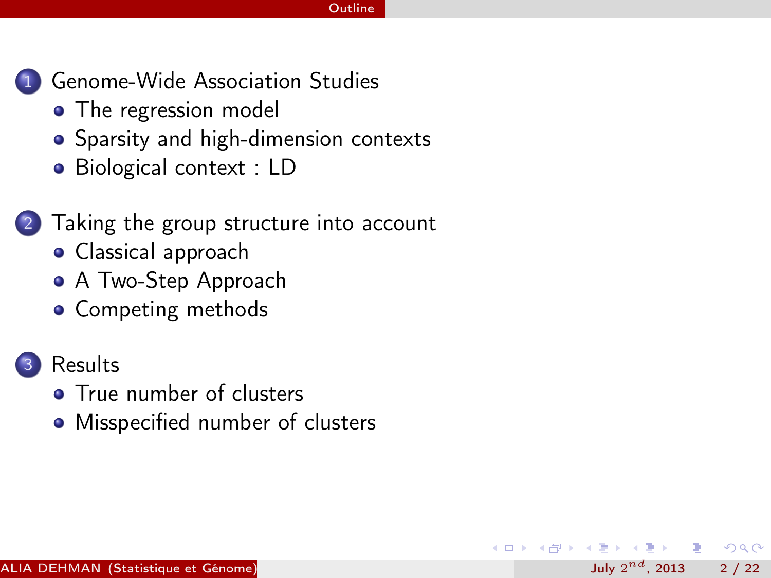## Outline

1. Genome-Wide Association Studies
   - The regression model
   - Sparsity and high-dimension contexts
   - Biological context : LD
2. Taking the group structure into account
   - Classical approach
   - A Two-Step Approach
   - Competing methods
3. Results
   - True number of clusters
   - Misspecified number of clusters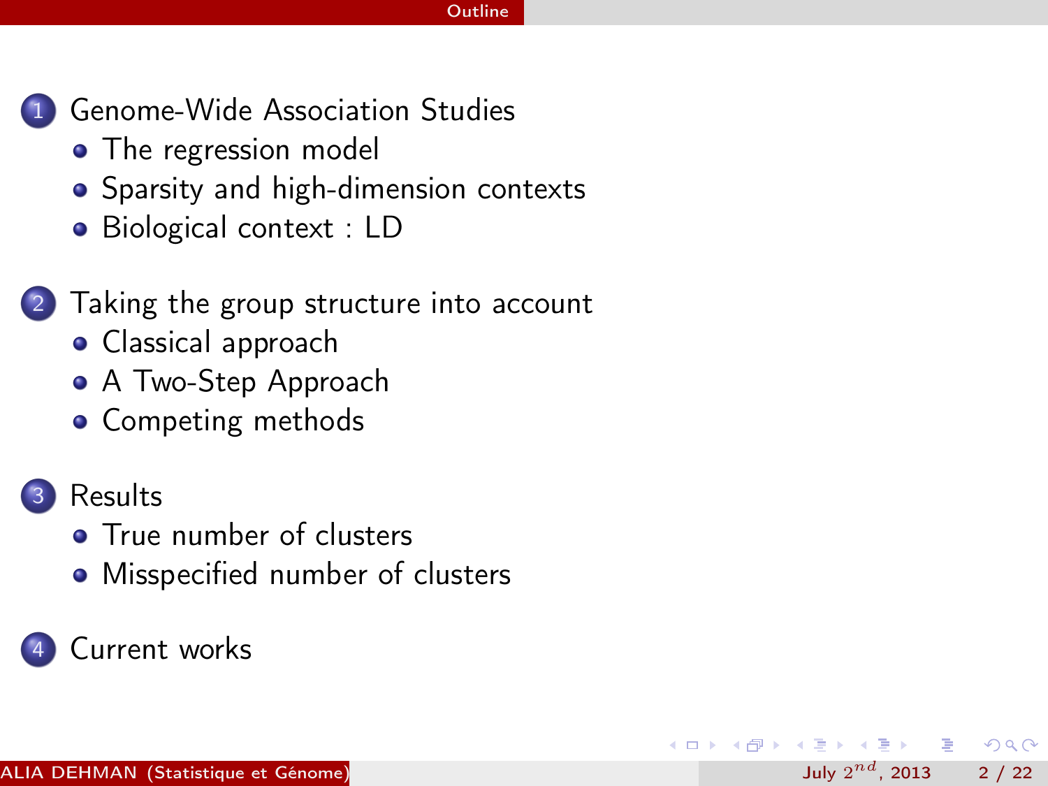# Outline

1. Genome-Wide Association Studies
   - The regression model
   - Sparsity and high-dimension contexts
   - Biological context : LD

2. Taking the group structure into account
   - Classical approach
   - A Two-Step Approach
   - Competing methods

3. Results
   - True number of clusters
   - Misspecified number of clusters

4. Current works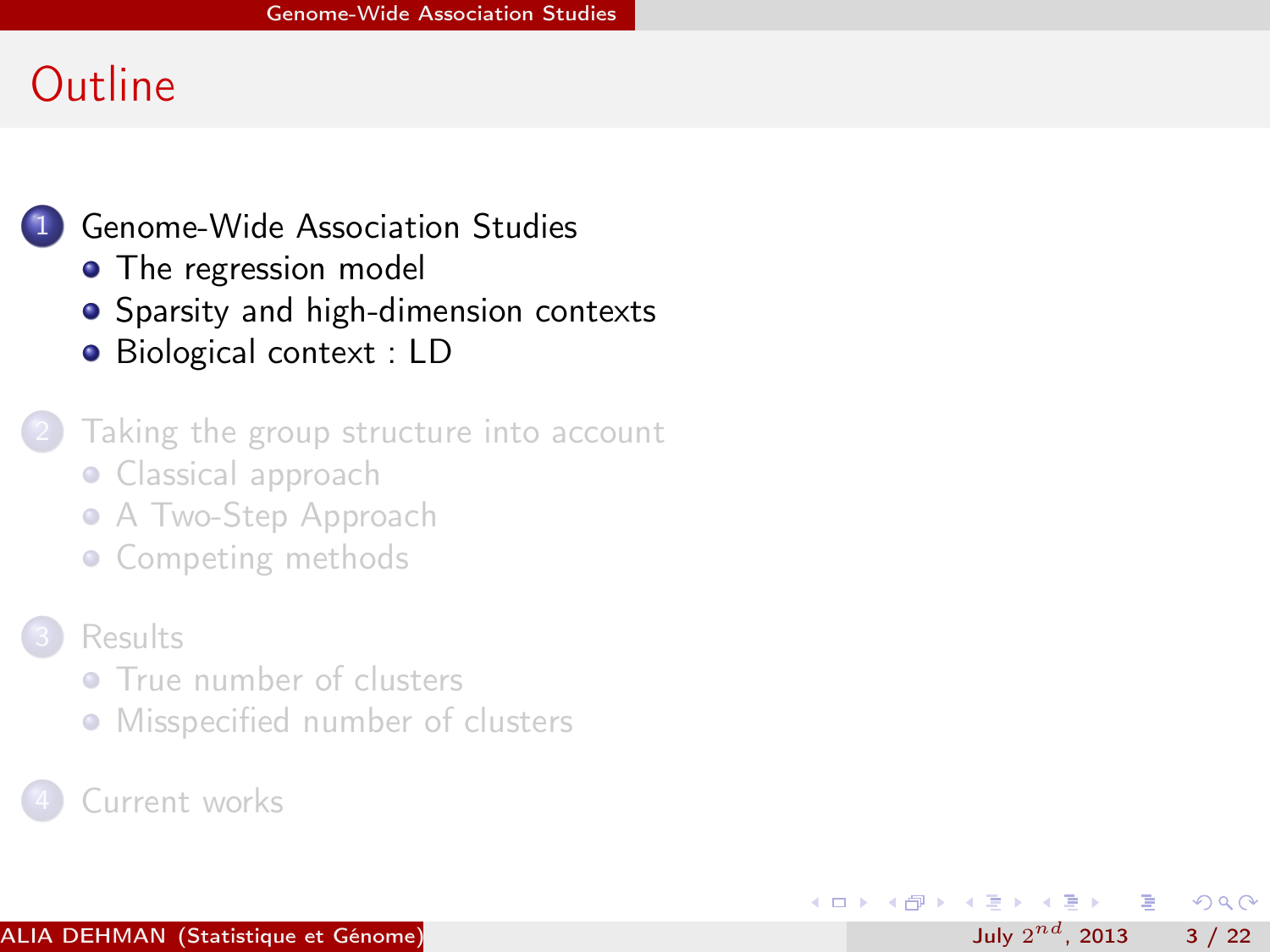# Outline

1. Genome-Wide Association Studies
   - The regression model
   - Sparsity and high-dimension contexts
   - Biological context : LD

2. Taking the group structure into account
   - Classical approach
   - A Two-Step Approach
   - Competing methods

3. Results
   - True number of clusters
   - Misspecified number of clusters

4. Current works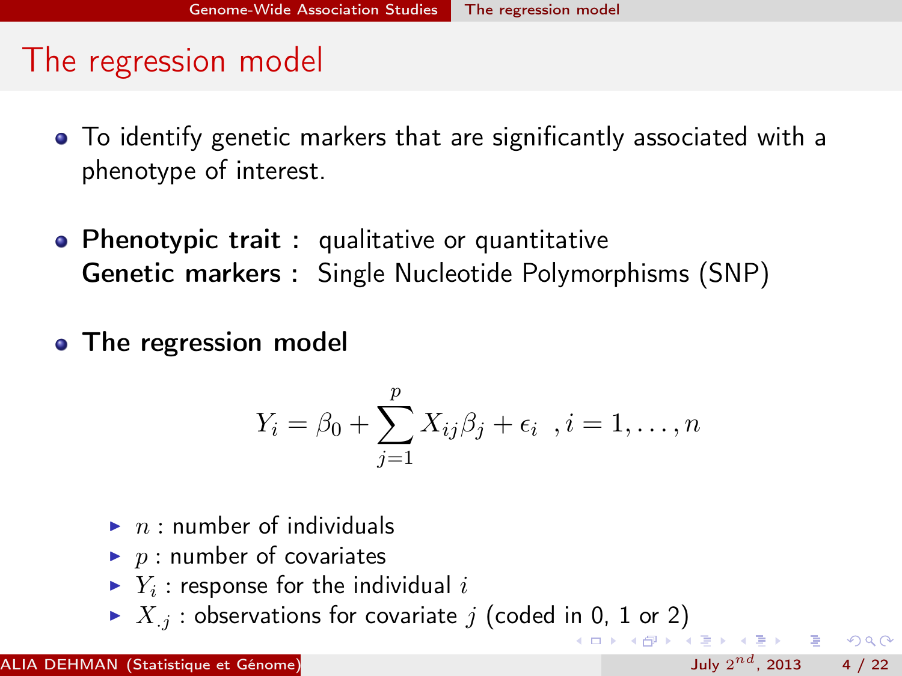# The regression model

- To identify genetic markers that are significantly associated with a phenotype of interest.

- **Phenotypic trait :** qualitative or quantitative
  **Genetic markers :** Single Nucleotide Polymorphisms (SNP)

- **The regression model**

$$Y_i = \beta_0 + \sum_{j=1}^{p} X_{ij}\beta_j + \epsilon_i \ \ , i = 1, \ldots, n$$

  - $n$ : number of individuals
  - $p$ : number of covariates
  - $Y_i$ : response for the individual $i$
  - $X_{.j}$ : observations for covariate $j$ (coded in 0, 1 or 2)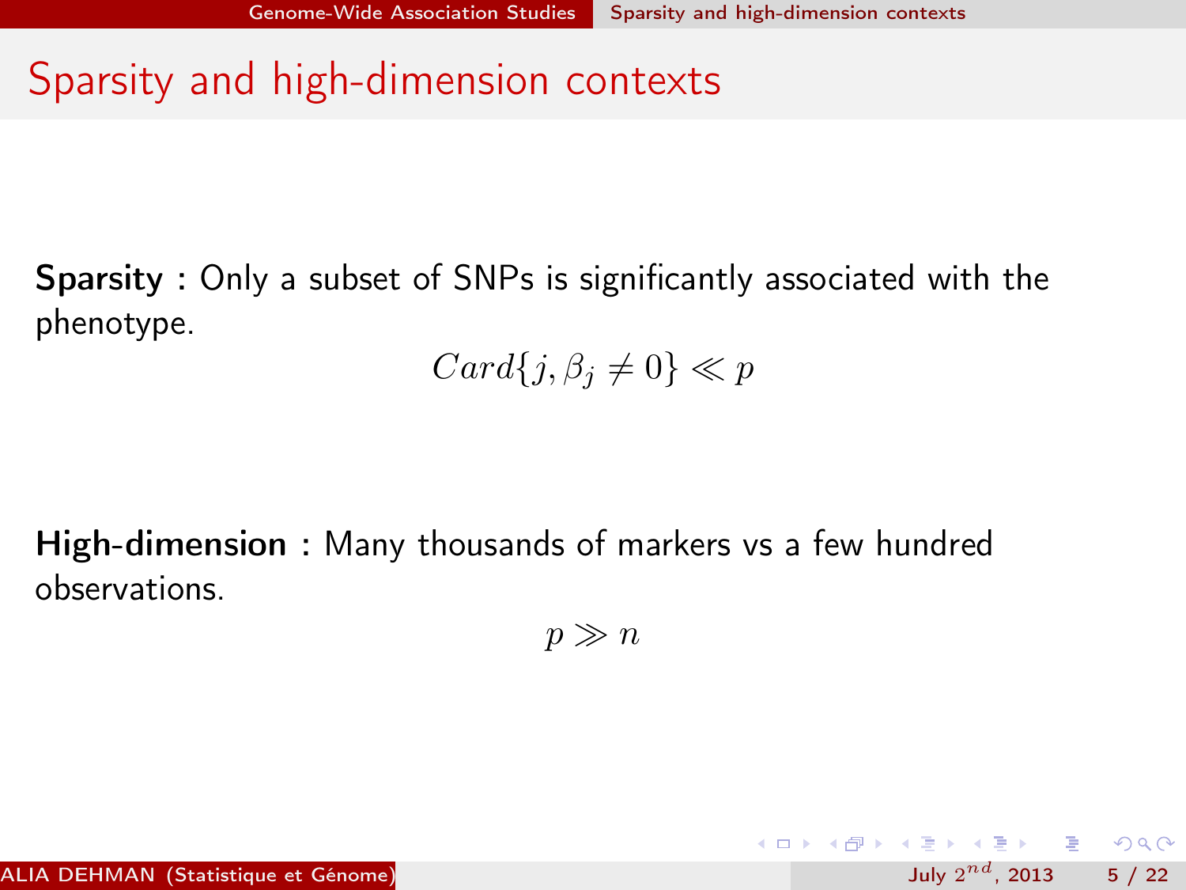# Sparsity and high-dimension contexts

**Sparsity :** Only a subset of SNPs is significantly associated with the phenotype.

$$Card\{j, \beta_j \neq 0\} \ll p$$

**High-dimension :** Many thousands of markers vs a few hundred observations.

$$p \gg n$$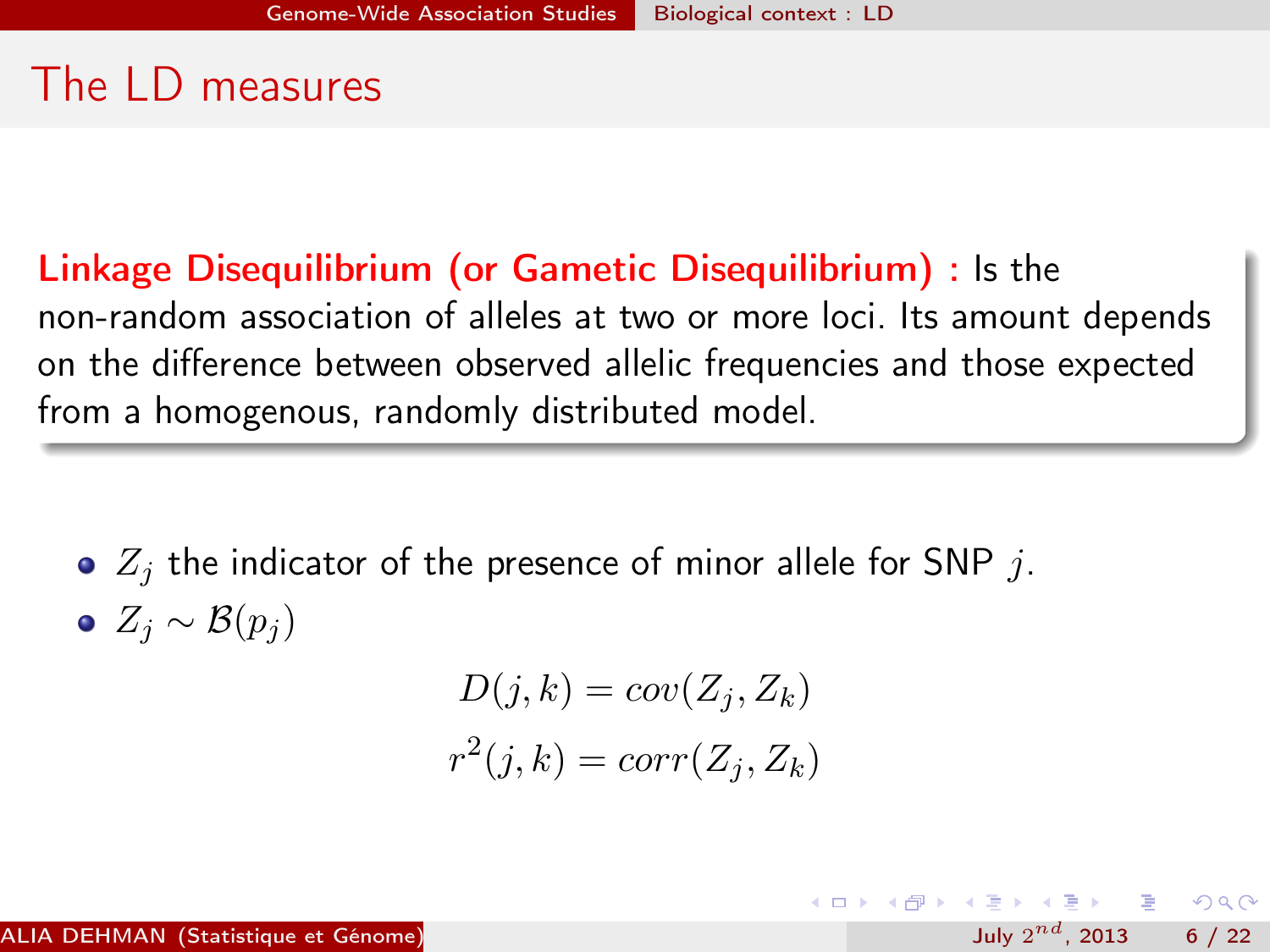# The LD measures

**Linkage Disequilibrium (or Gametic Disequilibrium) :** Is the non-random association of alleles at two or more loci. Its amount depends on the difference between observed allelic frequencies and those expected from a homogenous, randomly distributed model.

- $Z_j$ the indicator of the presence of minor allele for SNP $j$.
- $Z_j \sim \mathcal{B}(p_j)$

$$D(j,k) = cov(Z_j, Z_k)$$

$$r^2(j,k) = corr(Z_j, Z_k)$$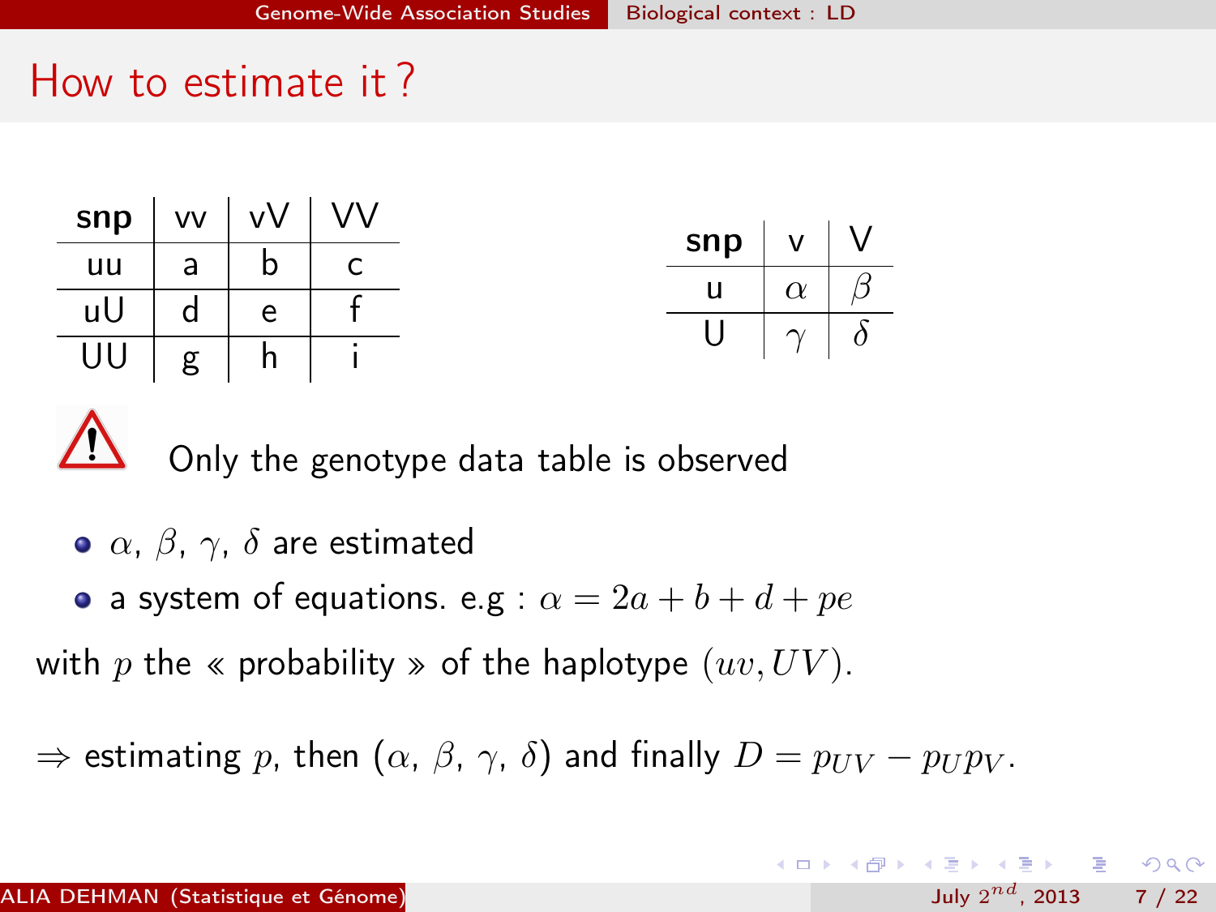# How to estimate it ?

| snp | vv | vV | VV |
|---|---|---|---|
| uu | a | b | c |
| uU | d | e | f |
| UU | g | h | i |

| snp | v | V |
|---|---|---|
| u | $\alpha$ | $\beta$ |
| U | $\gamma$ | $\delta$ |

⚠ Only the genotype data table is observed

- $\alpha$, $\beta$, $\gamma$, $\delta$ are estimated
- a system of equations. e.g : $\alpha = 2a + b + d + pe$

with $p$ the « probability » of the haplotype $(uv, UV)$.

$\Rightarrow$ estimating $p$, then ($\alpha$, $\beta$, $\gamma$, $\delta$) and finally $D = p_{UV} - p_U p_V$.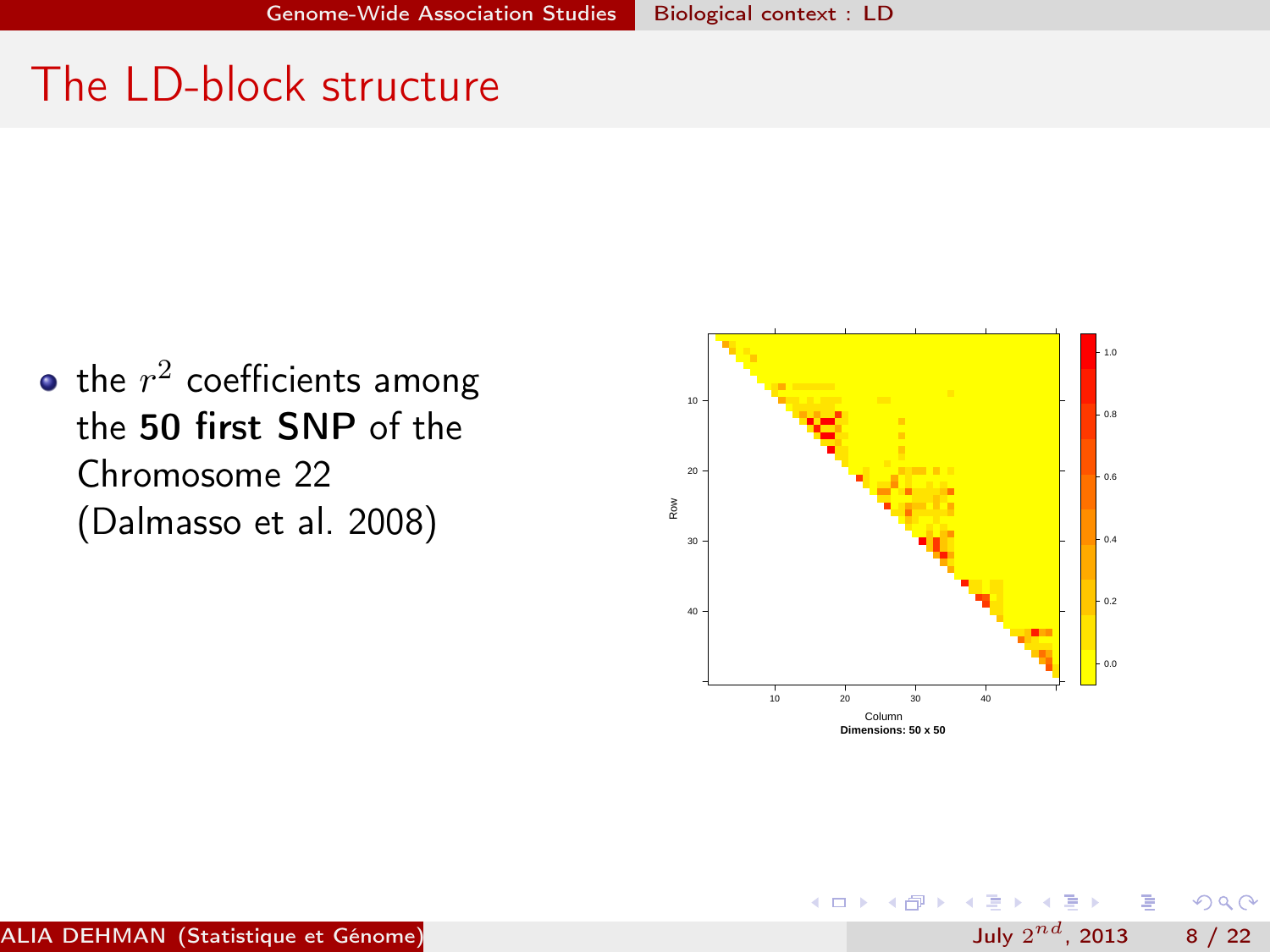# The LD-block structure

- the $r^2$ coefficients among the **50 first SNP** of the Chromosome 22 (Dalmasso et al. 2008)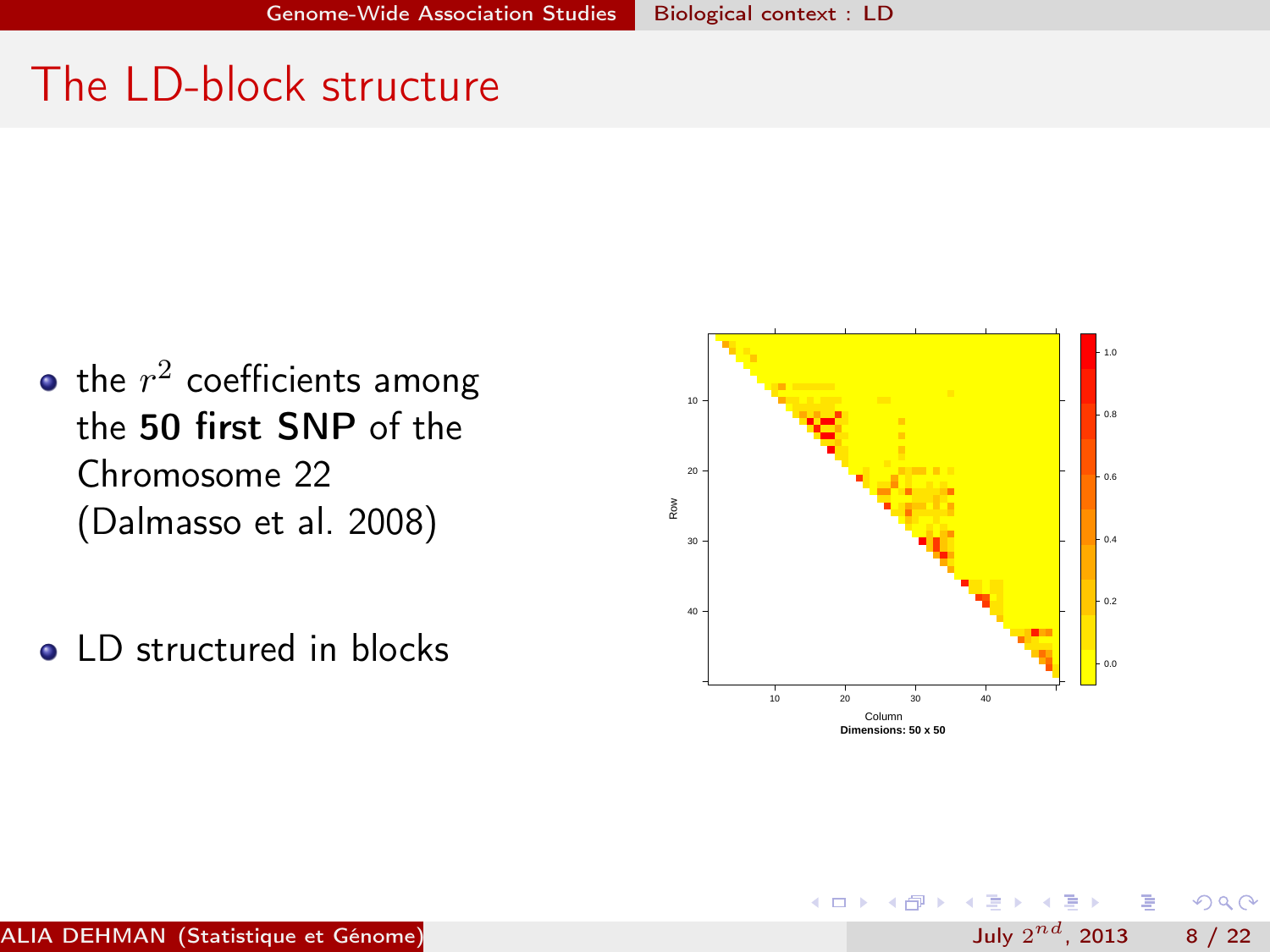# The LD-block structure

- the $r^2$ coefficients among the **50 first SNP** of the Chromosome 22 (Dalmasso et al. 2008)

- LD structured in blocks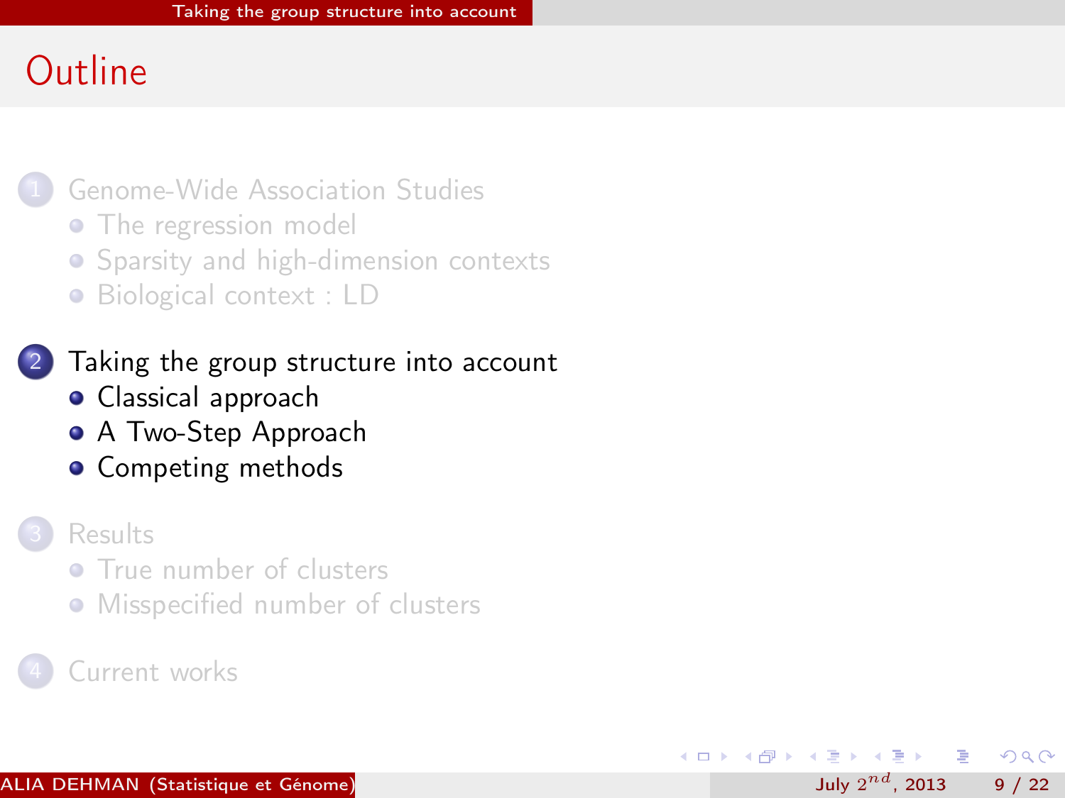# Outline

1. Genome-Wide Association Studies
   - The regression model
   - Sparsity and high-dimension contexts
   - Biological context : LD

2. Taking the group structure into account
   - Classical approach
   - A Two-Step Approach
   - Competing methods

3. Results
   - True number of clusters
   - Misspecified number of clusters

4. Current works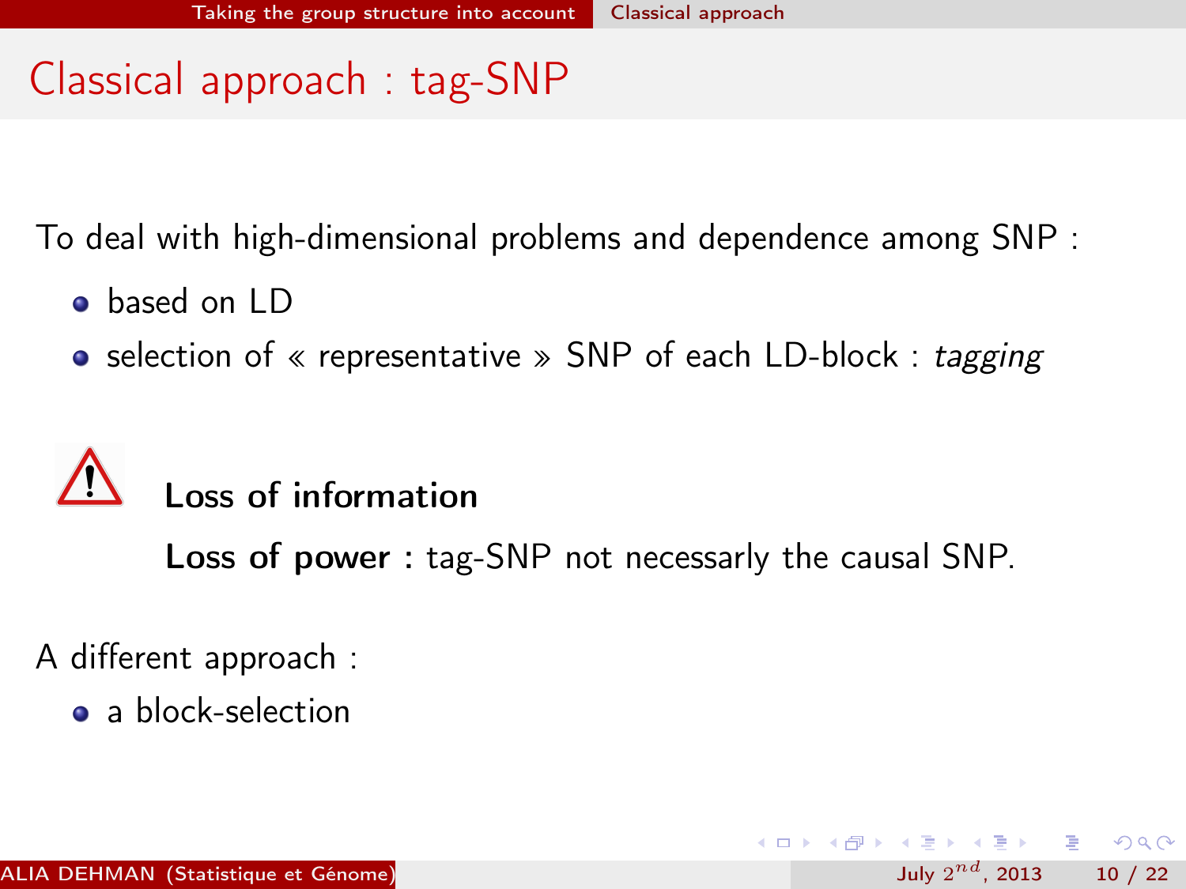# Classical approach : tag-SNP

To deal with high-dimensional problems and dependence among SNP :

- based on LD
- selection of « representative » SNP of each LD-block : *tagging*

⚠ **Loss of information**

**Loss of power :** tag-SNP not necessarly the causal SNP.

A different approach :

- a block-selection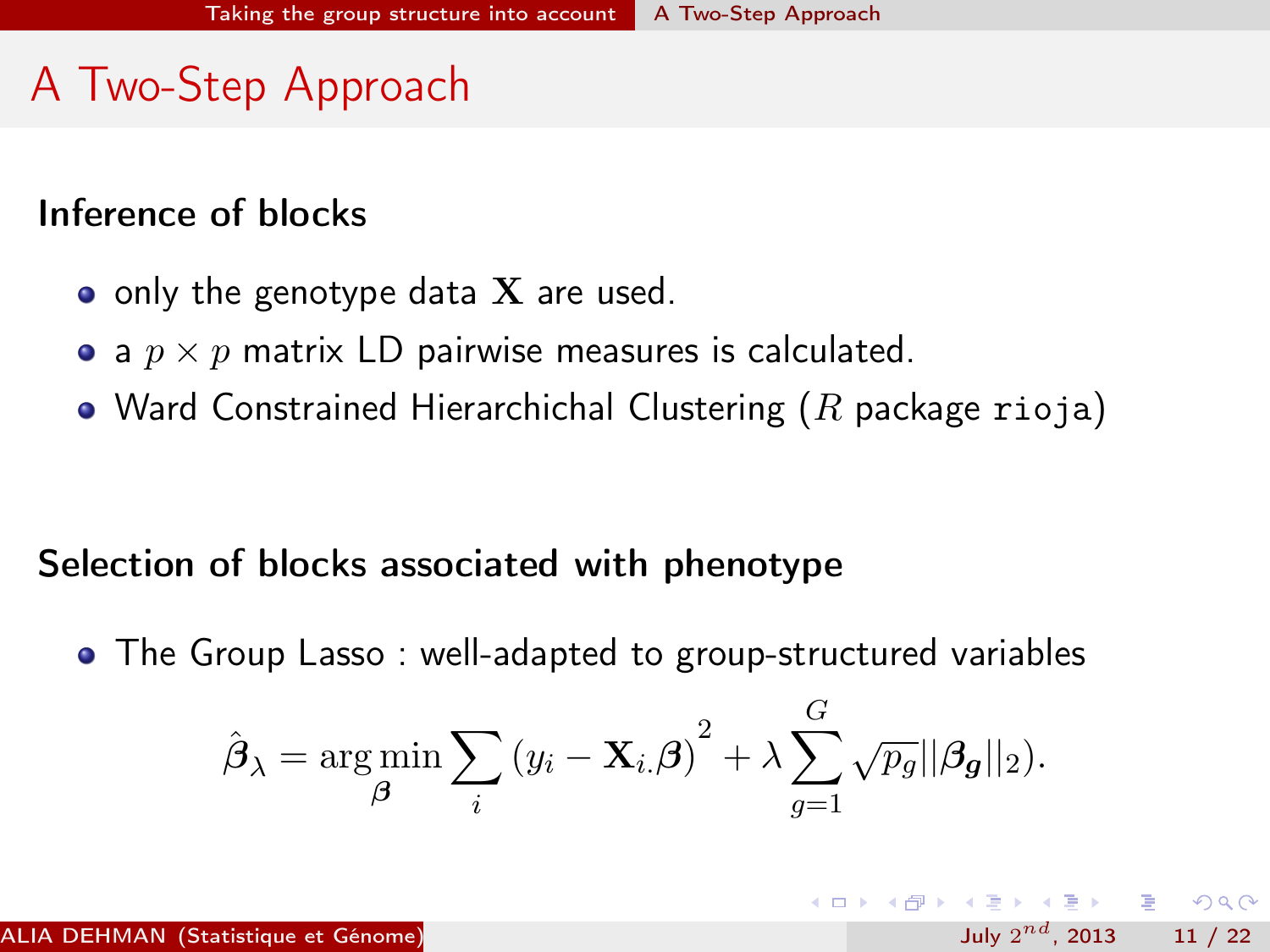# A Two-Step Approach

### Inference of blocks

- only the genotype data $\mathbf{X}$ are used.
- a $p \times p$ matrix LD pairwise measures is calculated.
- Ward Constrained Hierarchichal Clustering ($R$ package `rioja`)

### Selection of blocks associated with phenotype

- The Group Lasso : well-adapted to group-structured variables

$$\hat{\boldsymbol{\beta}}_\lambda = \arg\min_{\boldsymbol{\beta}} \sum_i \left(y_i - \mathbf{X}_{i.}\boldsymbol{\beta}\right)^2 + \lambda \sum_{g=1}^{G} \sqrt{p_g}||\boldsymbol{\beta}_{\boldsymbol{g}}||_2).$$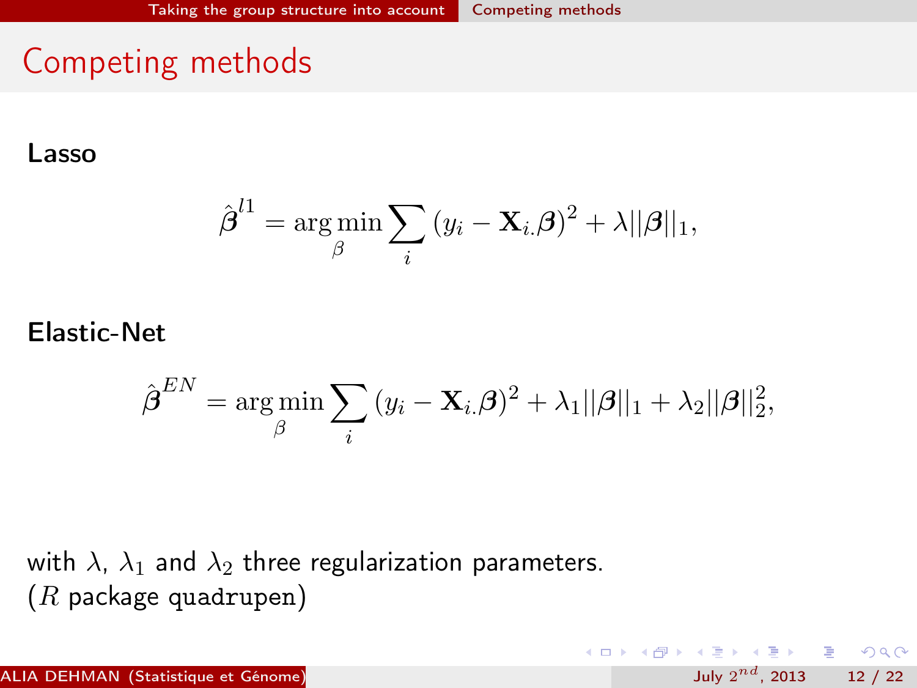# Competing methods

**Lasso**

$$\hat{\boldsymbol{\beta}}^{l1} = \arg\min_{\beta} \sum_{i} (y_i - \mathbf{X}_{i.}\boldsymbol{\beta})^2 + \lambda ||\boldsymbol{\beta}||_1,$$

**Elastic-Net**

$$\hat{\boldsymbol{\beta}}^{EN} = \arg\min_{\beta} \sum_{i} (y_i - \mathbf{X}_{i.}\boldsymbol{\beta})^2 + \lambda_1 ||\boldsymbol{\beta}||_1 + \lambda_2 ||\boldsymbol{\beta}||_2^2,$$

with $\lambda$, $\lambda_1$ and $\lambda_2$ three regularization parameters.
($R$ package `quadrupen`)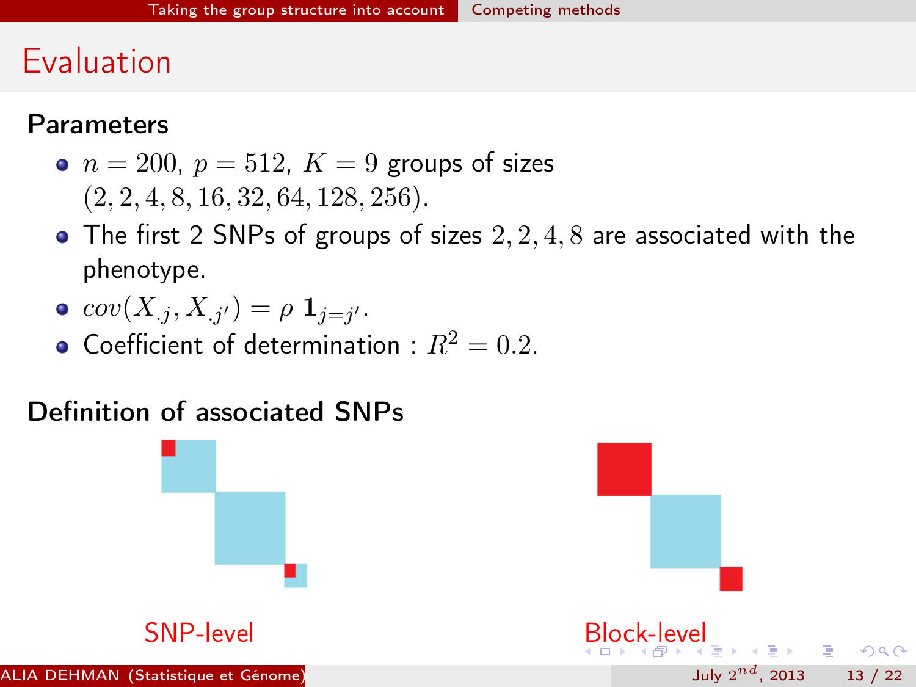# Evaluation

### Parameters

- $n = 200$, $p = 512$, $K = 9$ groups of sizes $(2, 2, 4, 8, 16, 32, 64, 128, 256)$.
- The first 2 SNPs of groups of sizes $2, 2, 4, 8$ are associated with the phenotype.
- $cov(X_{.j}, X_{.j'}) = \rho \, \mathbf{1}_{j=j'}$.
- Coefficient of determination : $R^2 = 0.2$.

### Definition of associated SNPs

SNP-level

Block-level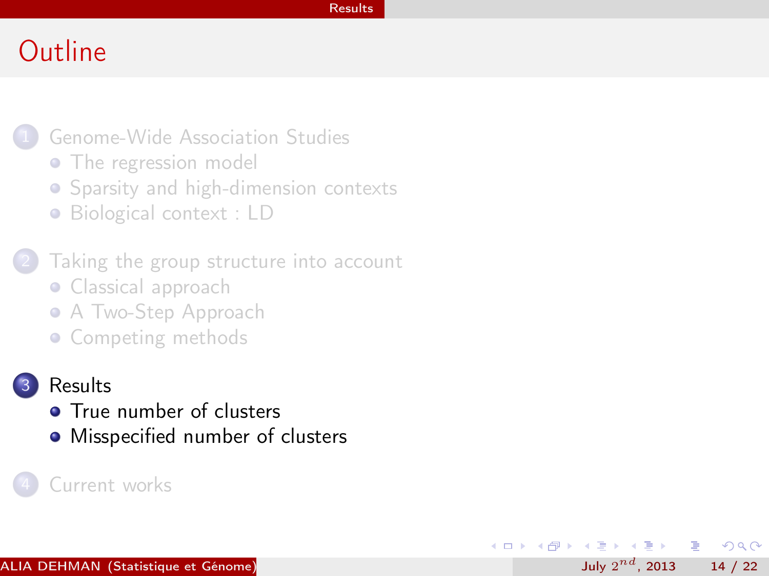# Outline

1. Genome-Wide Association Studies
   - The regression model
   - Sparsity and high-dimension contexts
   - Biological context : LD

2. Taking the group structure into account
   - Classical approach
   - A Two-Step Approach
   - Competing methods

3. Results
   - True number of clusters
   - Misspecified number of clusters

4. Current works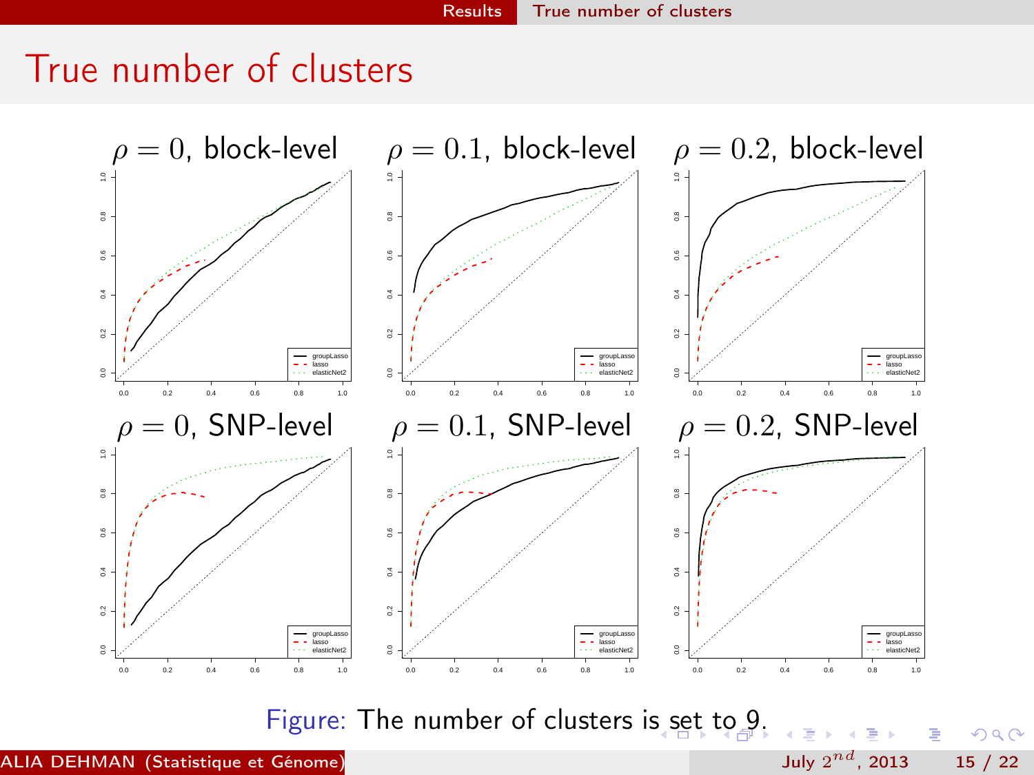# True number of clusters

$\rho = 0$, block-level

$\rho = 0.1$, block-level

$\rho = 0.2$, block-level

$\rho = 0$, SNP-level

$\rho = 0.1$, SNP-level

$\rho = 0.2$, SNP-level

Figure: The number of clusters is set to 9.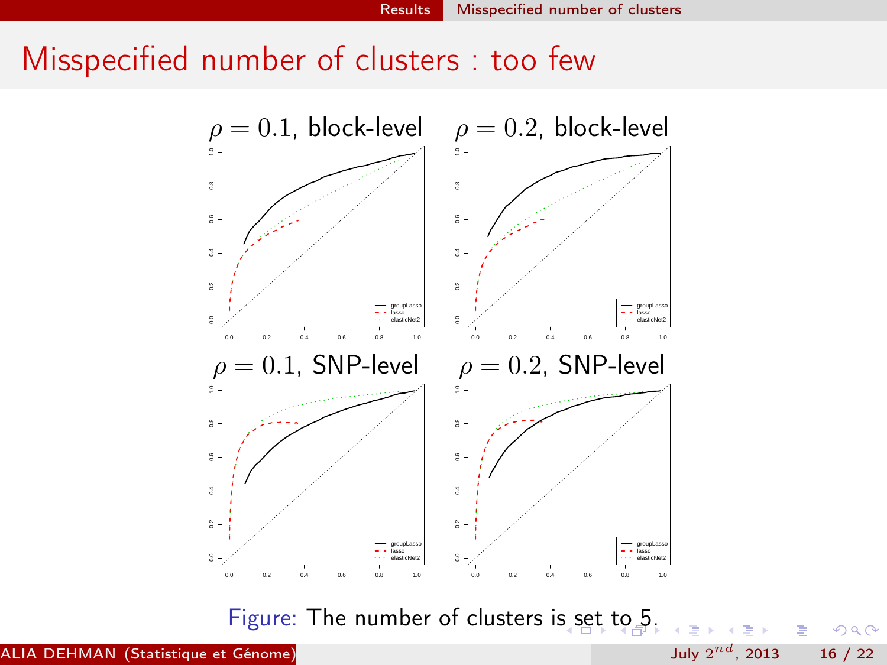# Misspecified number of clusters : too few

$\rho = 0.1$, block-level

$\rho = 0.2$, block-level

$\rho = 0.1$, SNP-level

$\rho = 0.2$, SNP-level

Figure: The number of clusters is set to 5.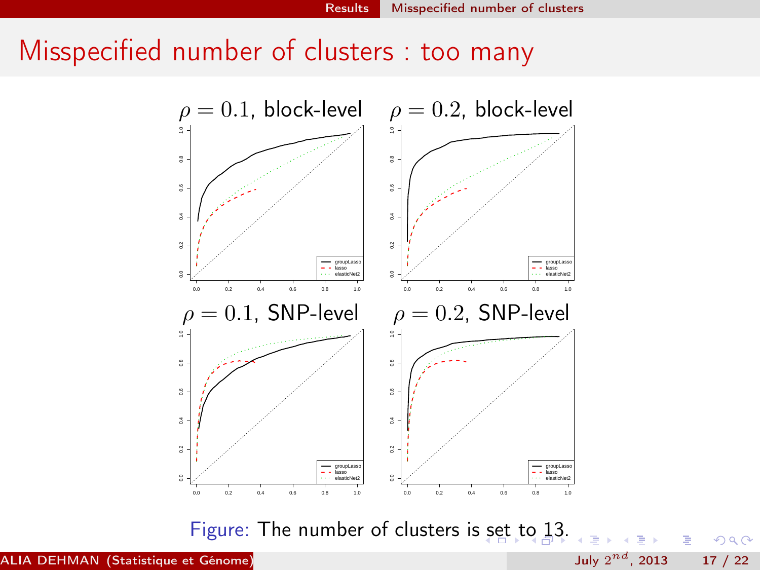# Misspecified number of clusters : too many

$\rho = 0.1$, block-level

$\rho = 0.2$, block-level

$\rho = 0.1$, SNP-level

$\rho = 0.2$, SNP-level

Figure: The number of clusters is set to 13.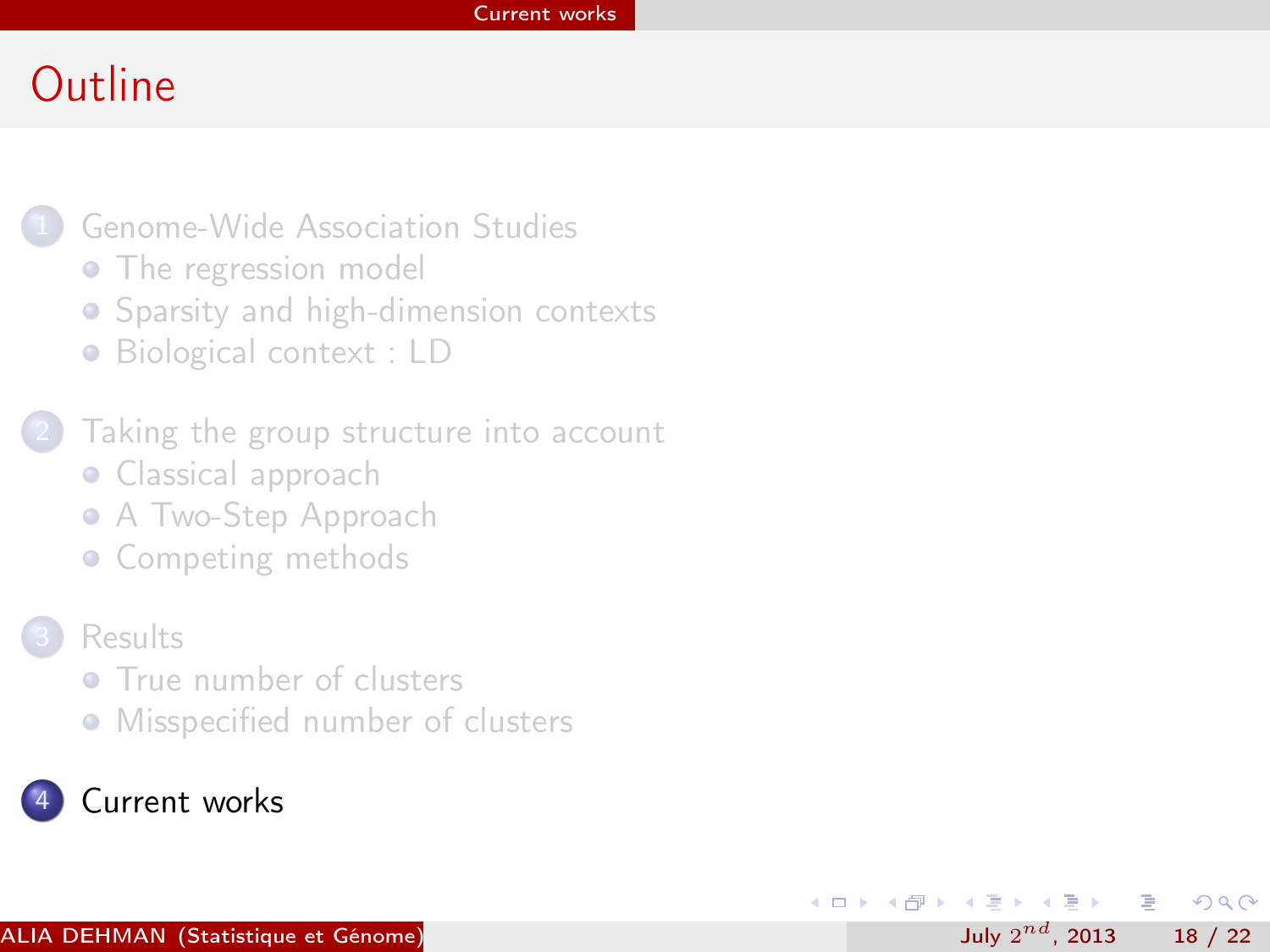# Outline

1. Genome-Wide Association Studies
   - The regression model
   - Sparsity and high-dimension contexts
   - Biological context : LD

2. Taking the group structure into account
   - Classical approach
   - A Two-Step Approach
   - Competing methods

3. Results
   - True number of clusters
   - Misspecified number of clusters

4. Current works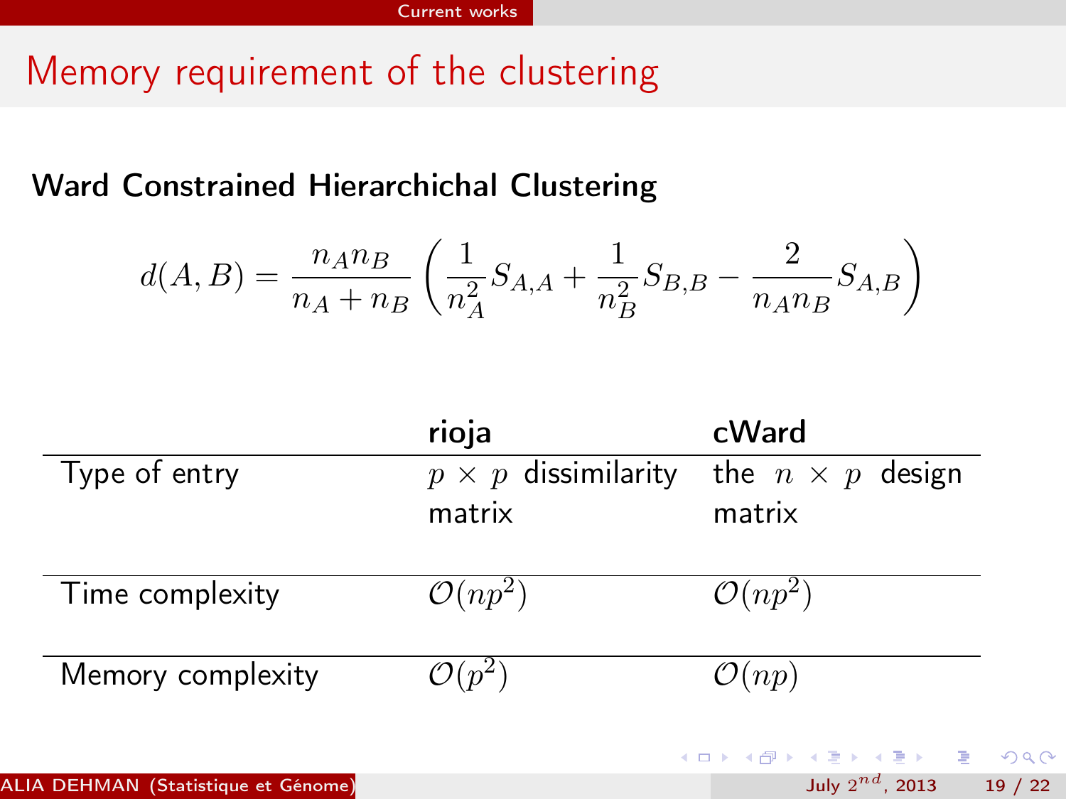# Memory requirement of the clustering

**Ward Constrained Hierarchichal Clustering**

$$d(A,B) = \frac{n_A n_B}{n_A + n_B} \left( \frac{1}{n_A^2} S_{A,A} + \frac{1}{n_B^2} S_{B,B} - \frac{2}{n_A n_B} S_{A,B} \right)$$

| | **rioja** | **cWard** |
|---|---|---|
| Type of entry | $p \times p$ dissimilarity matrix | the $n \times p$ design matrix |
| Time complexity | $\mathcal{O}(np^2)$ | $\mathcal{O}(np^2)$ |
| Memory complexity | $\mathcal{O}(p^2)$ | $\mathcal{O}(np)$ |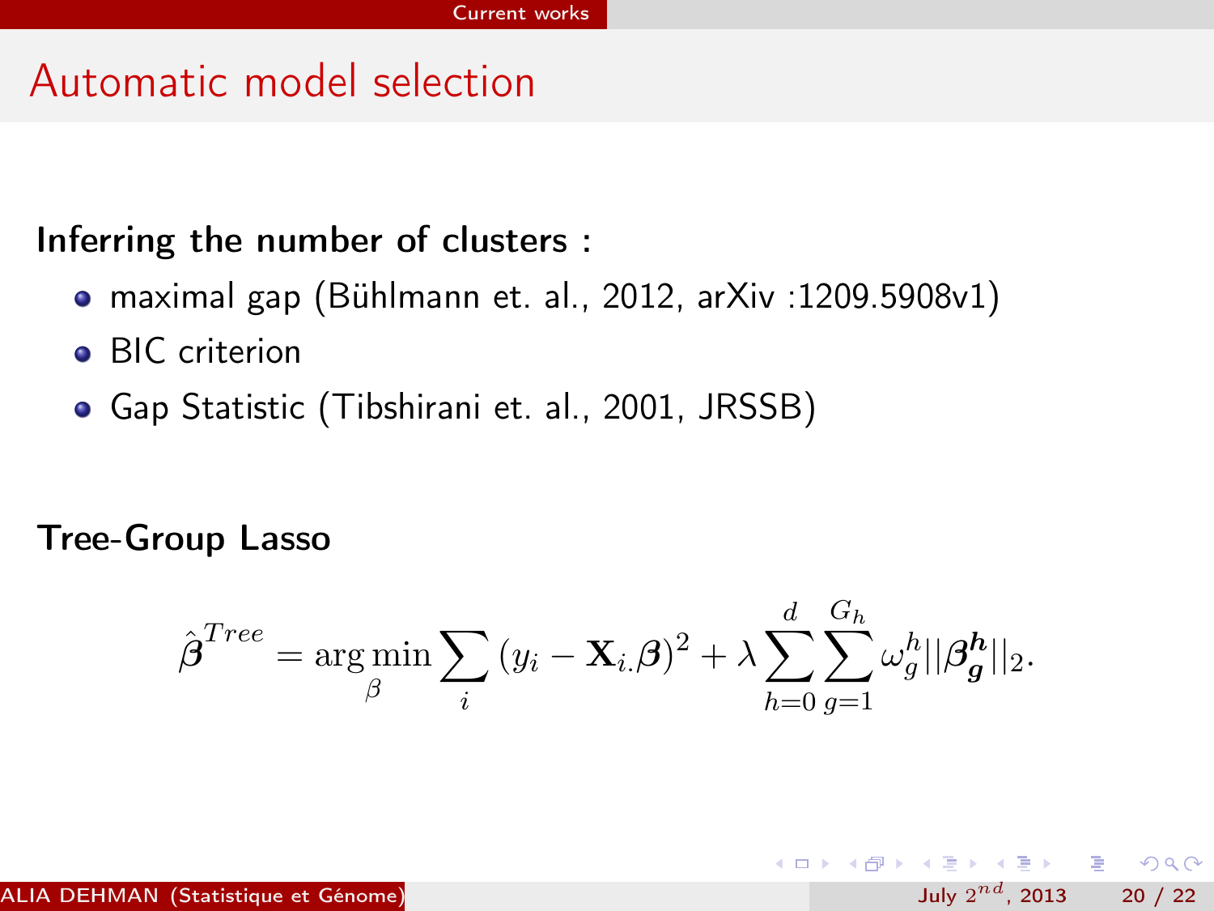# Automatic model selection

**Inferring the number of clusters :**

- maximal gap (Bühlmann et. al., 2012, arXiv :1209.5908v1)
- BIC criterion
- Gap Statistic (Tibshirani et. al., 2001, JRSSB)

**Tree-Group Lasso**

$$\hat{\boldsymbol{\beta}}^{Tree} = \arg\min_{\beta} \sum_{i} (y_i - \mathbf{X}_{i.}\boldsymbol{\beta})^2 + \lambda \sum_{h=0}^{d} \sum_{g=1}^{G_h} \omega_g^h ||\boldsymbol{\beta}_{\boldsymbol{g}}^{\boldsymbol{h}}||_2.$$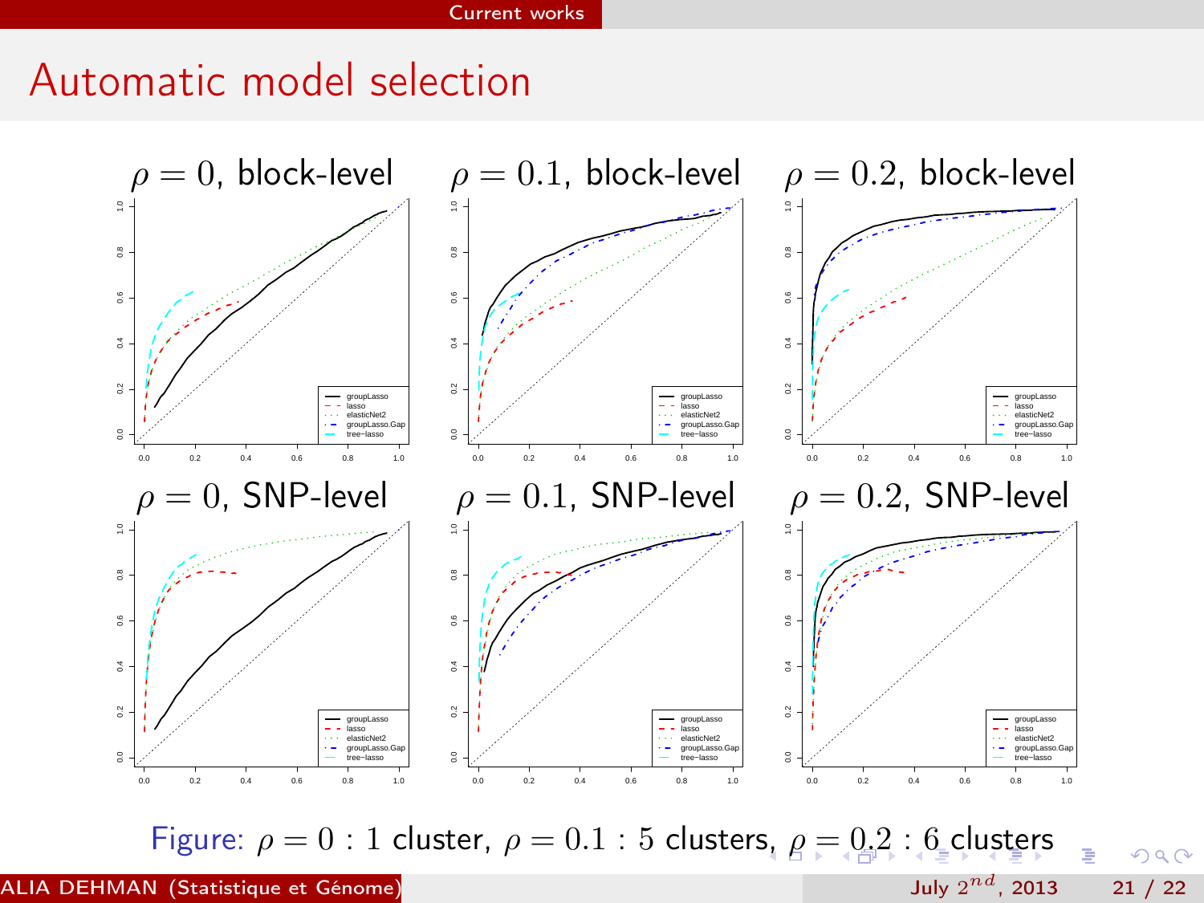# Automatic model selection

$\rho = 0$, block-level

$\rho = 0.1$, block-level

$\rho = 0.2$, block-level

$\rho = 0$, SNP-level

$\rho = 0.1$, SNP-level

$\rho = 0.2$, SNP-level

Figure: $\rho = 0 : 1$ cluster, $\rho = 0.1 : 5$ clusters, $\rho = 0.2 : 6$ clusters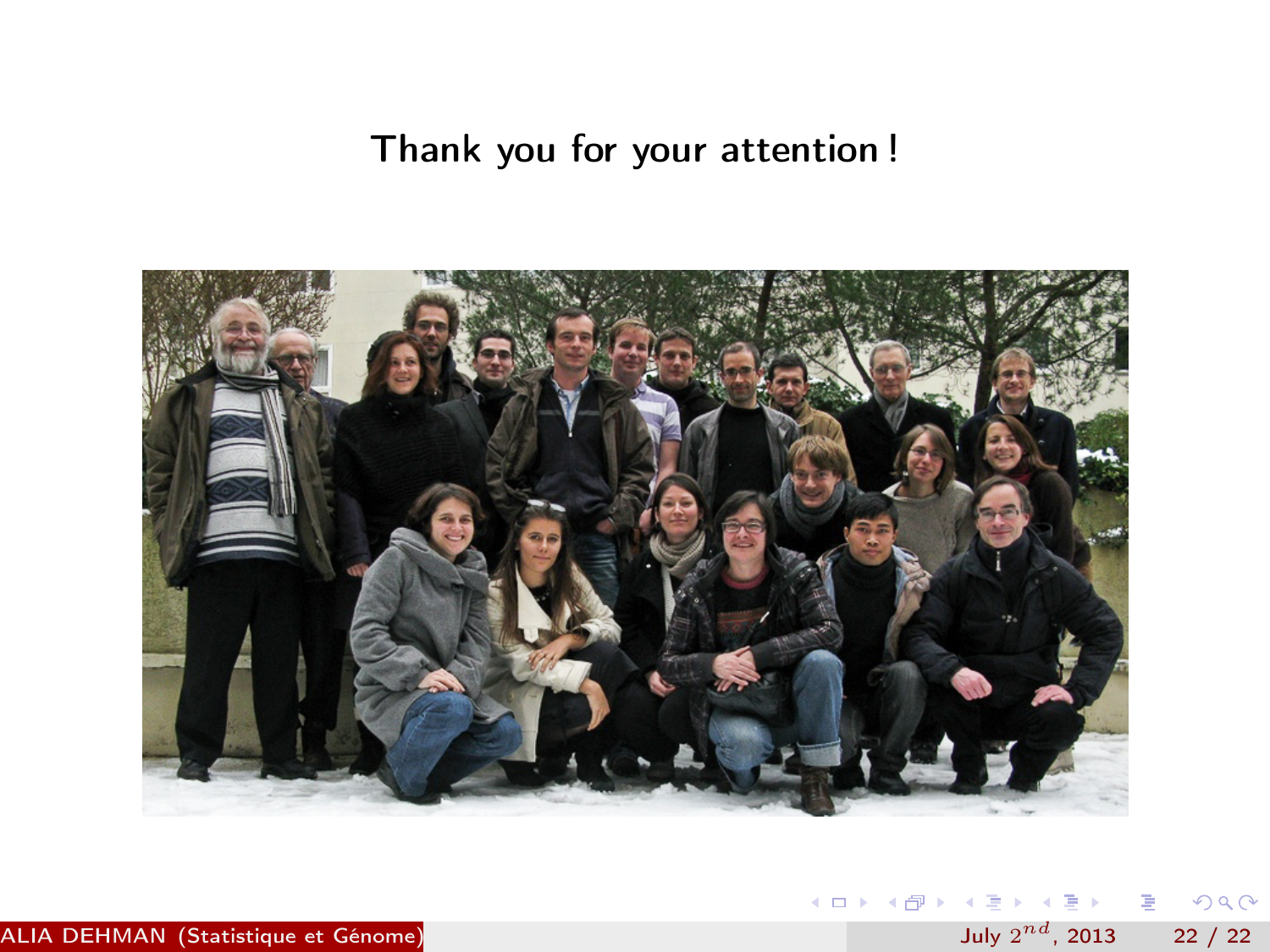Thank you for your attention !